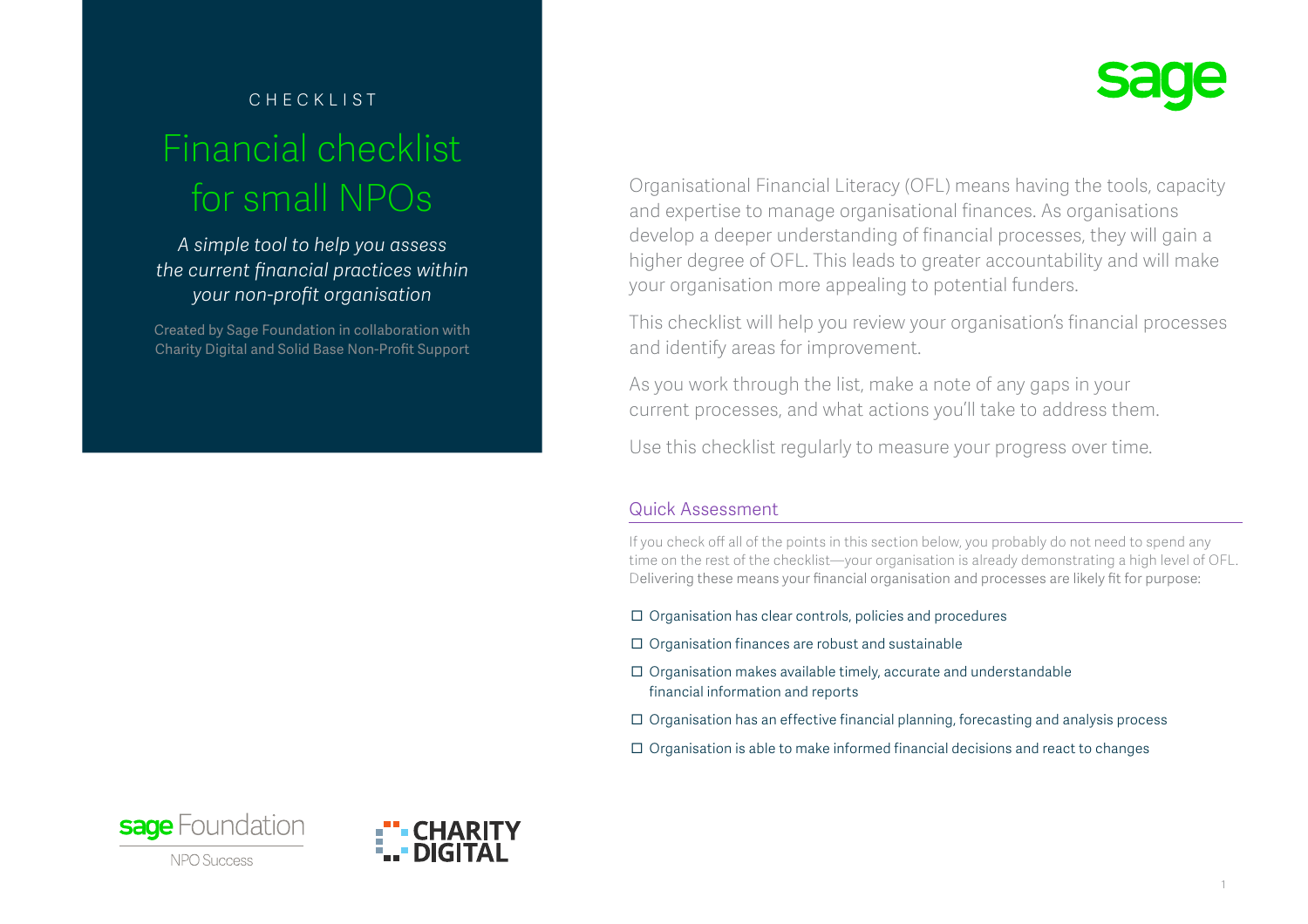CHECKLIST

# Financial checklist for small NPOs

*A simple tool to help you assess the current financial practices within your non-profit organisation*

Created by Sage Foundation in collaboration with Charity Digital and Solid Base Non-Profit Support

Organisational Financial Literacy (OFL) means having the tools, capacity and expertise to manage organisational finances. As organisations develop a deeper understanding of financial processes, they will gain a higher degree of OFL. This leads to greater accountability and will make your organisation more appealing to potential funders.

This checklist will help you review your organisation's financial processes and identify areas for improvement.

As you work through the list, make a note of any gaps in your current processes, and what actions you'll take to address them.

Use this checklist regularly to measure your progress over time.

## Quick Assessment

If you check off all of the points in this section below, you probably do not need to spend any time on the rest of the checklist—your organisation is already demonstrating a high level of OFL. Delivering these means your financial organisation and processes are likely fit for purpose:

- ☐ Organisation has clear controls, policies and procedures
- ☐ Organisation finances are robust and sustainable
- ☐ Organisation makes available timely, accurate and understandable financial information and reports
- ☐ Organisation has an effective financial planning, forecasting and analysis process
- ☐ Organisation is able to make informed financial decisions and react to changes

sage Foundation
NPO Success

CHARITY DIGITAL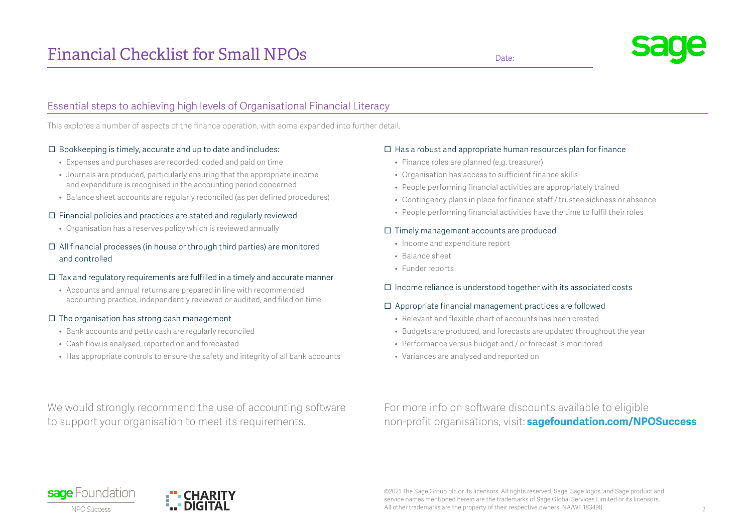# Financial Checklist for Small NPOs

Date:

## Essential steps to achieving high levels of Organisational Financial Literacy

This explores a number of aspects of the finance operation, with some expanded into further detail.

- ☐ Bookkeeping is timely, accurate and up to date and includes:
  - Expenses and purchases are recorded, coded and paid on time
  - Journals are produced, particularly ensuring that the appropriate income and expenditure is recognised in the accounting period concerned
  - Balance sheet accounts are regularly reconciled (as per defined procedures)
- ☐ Financial policies and practices are stated and regularly reviewed
  - Organisation has a reserves policy which is reviewed annually
- ☐ All financial processes (in house or through third parties) are monitored and controlled
- ☐ Tax and regulatory requirements are fulfilled in a timely and accurate manner
  - Accounts and annual returns are prepared in line with recommended accounting practice, independently reviewed or audited, and filed on time
- ☐ The organisation has strong cash management
  - Bank accounts and petty cash are regularly reconciled
  - Cash flow is analysed, reported on and forecasted
  - Has appropriate controls to ensure the safety and integrity of all bank accounts
- ☐ Has a robust and appropriate human resources plan for finance
  - Finance roles are planned (e.g. treasurer)
  - Organisation has access to sufficient finance skills
  - People performing financial activities are appropriately trained
  - Contingency plans in place for finance staff / trustee sickness or absence
  - People performing financial activities have the time to fulfil their roles
- ☐ Timely management accounts are produced
  - Income and expenditure report
  - Balance sheet
  - Funder reports
- ☐ Income reliance is understood together with its associated costs
- ☐ Appropriate financial management practices are followed
  - Relevant and flexible chart of accounts has been created
  - Budgets are produced, and forecasts are updated throughout the year
  - Performance versus budget and / or forecast is monitored
  - Variances are analysed and reported on

We would strongly recommend the use of accounting software to support your organisation to meet its requirements.

For more info on software discounts available to eligible non-profit organisations, visit: **sagefoundation.com/NPOSuccess**

sage Foundation
NPO Success

CHARITY DIGITAL

©2021 The Sage Group plc or its licensors. All rights reserved. Sage, Sage logos, and Sage product and service names mentioned herein are the trademarks of Sage Global Services Limited or its licensors. All other trademarks are the property of their respective owners. NA/WF 183498.